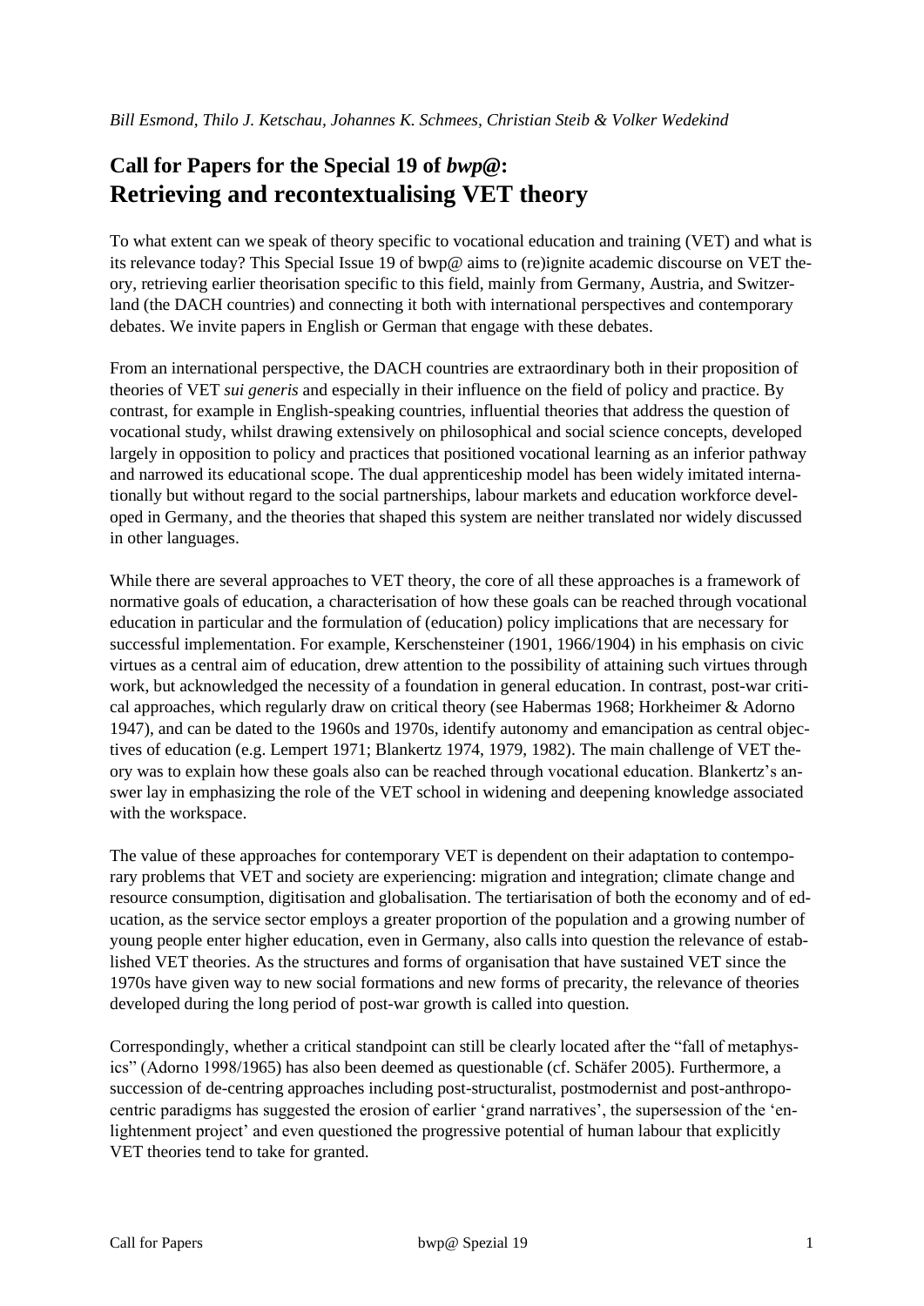*Bill Esmond, Thilo J. Ketschau, Johannes K. Schmees, Christian Steib & Volker Wedekind*

# Call for Papers for the Special 19 of *bwp@*: Retrieving and recontextualising VET theory

To what extent can we speak of theory specific to vocational education and training (VET) and what is its relevance today? This Special Issue 19 of bwp@ aims to (re)ignite academic discourse on VET theory, retrieving earlier theorisation specific to this field, mainly from Germany, Austria, and Switzerland (the DACH countries) and connecting it both with international perspectives and contemporary debates. We invite papers in English or German that engage with these debates.

From an international perspective, the DACH countries are extraordinary both in their proposition of theories of VET *sui generis* and especially in their influence on the field of policy and practice. By contrast, for example in English-speaking countries, influential theories that address the question of vocational study, whilst drawing extensively on philosophical and social science concepts, developed largely in opposition to policy and practices that positioned vocational learning as an inferior pathway and narrowed its educational scope. The dual apprenticeship model has been widely imitated internationally but without regard to the social partnerships, labour markets and education workforce developed in Germany, and the theories that shaped this system are neither translated nor widely discussed in other languages.

While there are several approaches to VET theory, the core of all these approaches is a framework of normative goals of education, a characterisation of how these goals can be reached through vocational education in particular and the formulation of (education) policy implications that are necessary for successful implementation. For example, Kerschensteiner (1901, 1966/1904) in his emphasis on civic virtues as a central aim of education, drew attention to the possibility of attaining such virtues through work, but acknowledged the necessity of a foundation in general education. In contrast, post-war critical approaches, which regularly draw on critical theory (see Habermas 1968; Horkheimer & Adorno 1947), and can be dated to the 1960s and 1970s, identify autonomy and emancipation as central objectives of education (e.g. Lempert 1971; Blankertz 1974, 1979, 1982). The main challenge of VET theory was to explain how these goals also can be reached through vocational education. Blankertz's answer lay in emphasizing the role of the VET school in widening and deepening knowledge associated with the workspace.

The value of these approaches for contemporary VET is dependent on their adaptation to contemporary problems that VET and society are experiencing: migration and integration; climate change and resource consumption, digitisation and globalisation. The tertiarisation of both the economy and of education, as the service sector employs a greater proportion of the population and a growing number of young people enter higher education, even in Germany, also calls into question the relevance of established VET theories. As the structures and forms of organisation that have sustained VET since the 1970s have given way to new social formations and new forms of precarity, the relevance of theories developed during the long period of post-war growth is called into question.

Correspondingly, whether a critical standpoint can still be clearly located after the "fall of metaphysics" (Adorno 1998/1965) has also been deemed as questionable (cf. Schäfer 2005). Furthermore, a succession of de-centring approaches including post-structuralist, postmodernist and post-anthropocentric paradigms has suggested the erosion of earlier 'grand narratives', the supersession of the 'enlightenment project' and even questioned the progressive potential of human labour that explicitly VET theories tend to take for granted.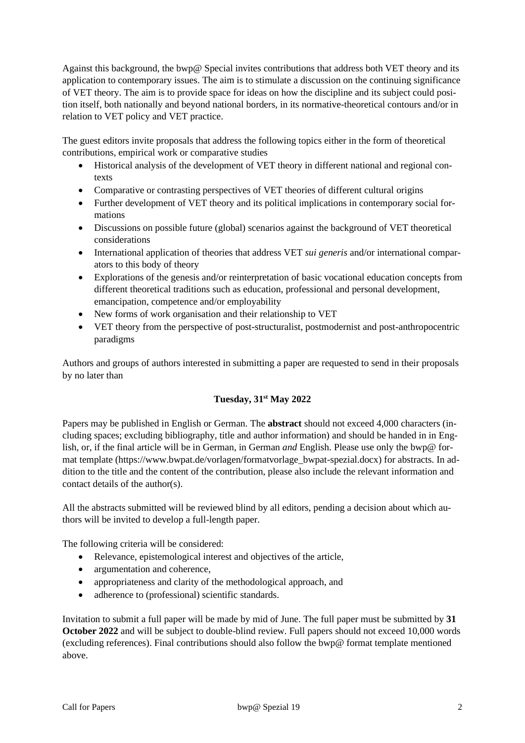Against this background, the bwp@ Special invites contributions that address both VET theory and its application to contemporary issues. The aim is to stimulate a discussion on the continuing significance of VET theory. The aim is to provide space for ideas on how the discipline and its subject could position itself, both nationally and beyond national borders, in its normative-theoretical contours and/or in relation to VET policy and VET practice.

The guest editors invite proposals that address the following topics either in the form of theoretical contributions, empirical work or comparative studies

- Historical analysis of the development of VET theory in different national and regional contexts
- Comparative or contrasting perspectives of VET theories of different cultural origins
- Further development of VET theory and its political implications in contemporary social formations
- Discussions on possible future (global) scenarios against the background of VET theoretical considerations
- International application of theories that address VET *sui generis* and/or international comparators to this body of theory
- Explorations of the genesis and/or reinterpretation of basic vocational education concepts from different theoretical traditions such as education, professional and personal development, emancipation, competence and/or employability
- New forms of work organisation and their relationship to VET
- VET theory from the perspective of post-structuralist, postmodernist and post-anthropocentric paradigms

Authors and groups of authors interested in submitting a paper are requested to send in their proposals by no later than

**Tuesday, 31st May 2022**

Papers may be published in English or German. The **abstract** should not exceed 4,000 characters (including spaces; excluding bibliography, title and author information) and should be handed in in English, or, if the final article will be in German, in German *and* English. Please use only the bwp@ format template (https://www.bwpat.de/vorlagen/formatvorlage_bwpat-spezial.docx) for abstracts. In addition to the title and the content of the contribution, please also include the relevant information and contact details of the author(s).

All the abstracts submitted will be reviewed blind by all editors, pending a decision about which authors will be invited to develop a full-length paper.

The following criteria will be considered:

- Relevance, epistemological interest and objectives of the article,
- argumentation and coherence,
- appropriateness and clarity of the methodological approach, and
- adherence to (professional) scientific standards.

Invitation to submit a full paper will be made by mid of June. The full paper must be submitted by **31 October 2022** and will be subject to double-blind review. Full papers should not exceed 10,000 words (excluding references). Final contributions should also follow the bwp@ format template mentioned above.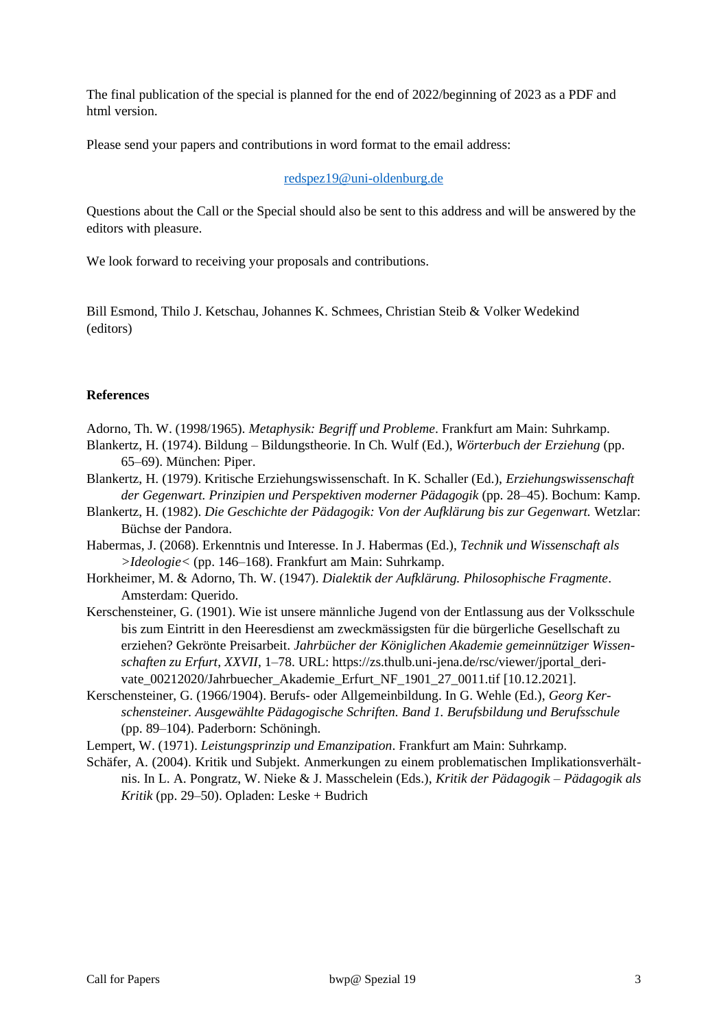The final publication of the special is planned for the end of 2022/beginning of 2023 as a PDF and html version.

Please send your papers and contributions in word format to the email address:

redspez19@uni-oldenburg.de

Questions about the Call or the Special should also be sent to this address and will be answered by the editors with pleasure.

We look forward to receiving your proposals and contributions.

Bill Esmond, Thilo J. Ketschau, Johannes K. Schmees, Christian Steib & Volker Wedekind (editors)

**References**

Adorno, Th. W. (1998/1965). *Metaphysik: Begriff und Probleme*. Frankfurt am Main: Suhrkamp.

Blankertz, H. (1974). Bildung – Bildungstheorie. In Ch. Wulf (Ed.), *Wörterbuch der Erziehung* (pp. 65–69). München: Piper.

Blankertz, H. (1979). Kritische Erziehungswissenschaft. In K. Schaller (Ed.), *Erziehungswissenschaft der Gegenwart. Prinzipien und Perspektiven moderner Pädagogik* (pp. 28–45). Bochum: Kamp.

Blankertz, H. (1982). *Die Geschichte der Pädagogik: Von der Aufklärung bis zur Gegenwart.* Wetzlar: Büchse der Pandora.

Habermas, J. (2068). Erkenntnis und Interesse. In J. Habermas (Ed.), *Technik und Wissenschaft als >Ideologie<* (pp. 146–168). Frankfurt am Main: Suhrkamp.

Horkheimer, M. & Adorno, Th. W. (1947). *Dialektik der Aufklärung. Philosophische Fragmente*. Amsterdam: Querido.

Kerschensteiner, G. (1901). Wie ist unsere männliche Jugend von der Entlassung aus der Volksschule bis zum Eintritt in den Heeresdienst am zweckmässigsten für die bürgerliche Gesellschaft zu erziehen? Gekrönte Preisarbeit. *Jahrbücher der Königlichen Akademie gemeinnütziger Wissenschaften zu Erfurt*, *XXVII*, 1–78. URL: https://zs.thulb.uni-jena.de/rsc/viewer/jportal_derivate_00212020/Jahrbuecher_Akademie_Erfurt_NF_1901_27_0011.tif [10.12.2021].

Kerschensteiner, G. (1966/1904). Berufs- oder Allgemeinbildung. In G. Wehle (Ed.), *Georg Kerschensteiner. Ausgewählte Pädagogische Schriften. Band 1. Berufsbildung und Berufsschule* (pp. 89–104). Paderborn: Schöningh.

Lempert, W. (1971). *Leistungsprinzip und Emanzipation*. Frankfurt am Main: Suhrkamp.

Schäfer, A. (2004). Kritik und Subjekt. Anmerkungen zu einem problematischen Implikationsverhältnis. In L. A. Pongratz, W. Nieke & J. Masschelein (Eds.), *Kritik der Pädagogik – Pädagogik als Kritik* (pp. 29–50). Opladen: Leske + Budrich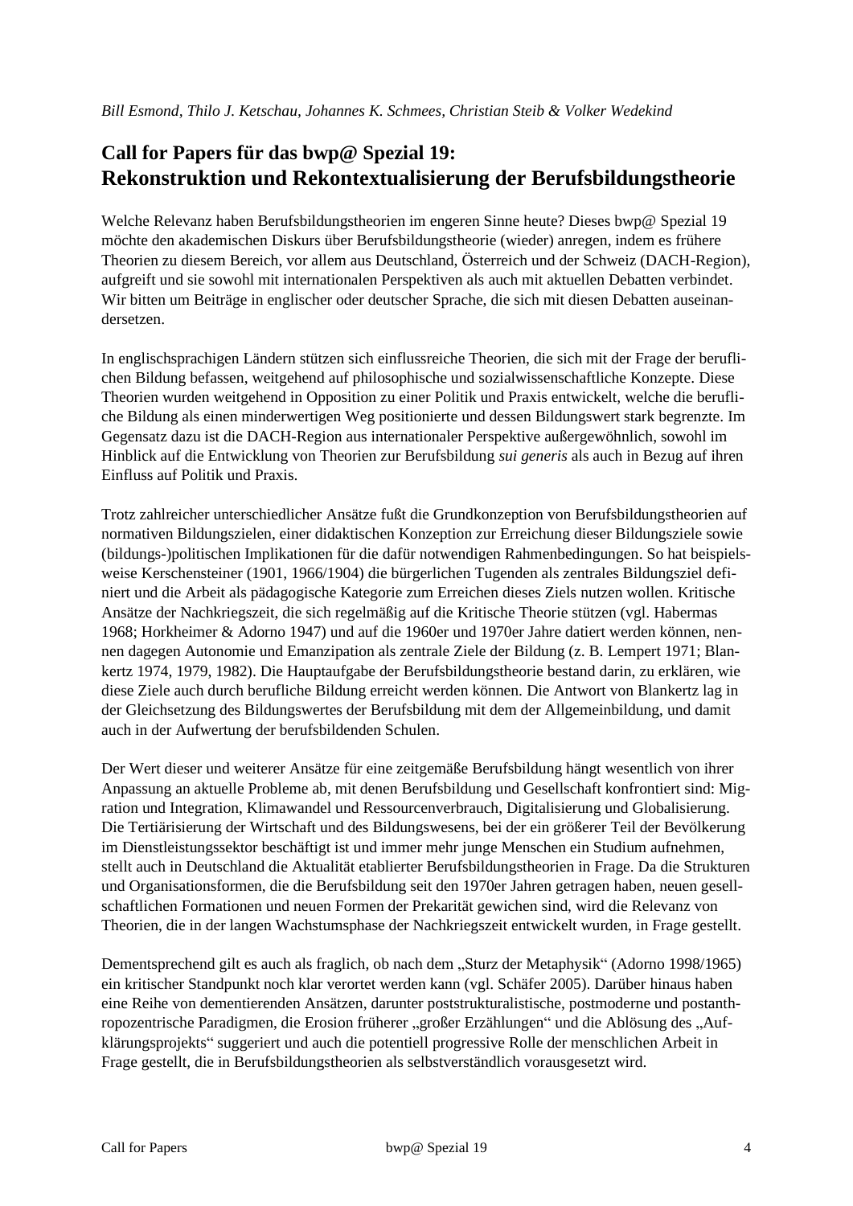*Bill Esmond, Thilo J. Ketschau, Johannes K. Schmees, Christian Steib & Volker Wedekind*

# Call for Papers für das bwp@ Spezial 19: Rekonstruktion und Rekontextualisierung der Berufsbildungstheorie

Welche Relevanz haben Berufsbildungstheorien im engeren Sinne heute? Dieses bwp@ Spezial 19 möchte den akademischen Diskurs über Berufsbildungstheorie (wieder) anregen, indem es frühere Theorien zu diesem Bereich, vor allem aus Deutschland, Österreich und der Schweiz (DACH-Region), aufgreift und sie sowohl mit internationalen Perspektiven als auch mit aktuellen Debatten verbindet. Wir bitten um Beiträge in englischer oder deutscher Sprache, die sich mit diesen Debatten auseinandersetzen.

In englischsprachigen Ländern stützen sich einflussreiche Theorien, die sich mit der Frage der beruflichen Bildung befassen, weitgehend auf philosophische und sozialwissenschaftliche Konzepte. Diese Theorien wurden weitgehend in Opposition zu einer Politik und Praxis entwickelt, welche die berufliche Bildung als einen minderwertigen Weg positionierte und dessen Bildungswert stark begrenzte. Im Gegensatz dazu ist die DACH-Region aus internationaler Perspektive außergewöhnlich, sowohl im Hinblick auf die Entwicklung von Theorien zur Berufsbildung *sui generis* als auch in Bezug auf ihren Einfluss auf Politik und Praxis.

Trotz zahlreicher unterschiedlicher Ansätze fußt die Grundkonzeption von Berufsbildungstheorien auf normativen Bildungszielen, einer didaktischen Konzeption zur Erreichung dieser Bildungsziele sowie (bildungs-)politischen Implikationen für die dafür notwendigen Rahmenbedingungen. So hat beispielsweise Kerschensteiner (1901, 1966/1904) die bürgerlichen Tugenden als zentrales Bildungsziel definiert und die Arbeit als pädagogische Kategorie zum Erreichen dieses Ziels nutzen wollen. Kritische Ansätze der Nachkriegszeit, die sich regelmäßig auf die Kritische Theorie stützen (vgl. Habermas 1968; Horkheimer & Adorno 1947) und auf die 1960er und 1970er Jahre datiert werden können, nennen dagegen Autonomie und Emanzipation als zentrale Ziele der Bildung (z. B. Lempert 1971; Blankertz 1974, 1979, 1982). Die Hauptaufgabe der Berufsbildungstheorie bestand darin, zu erklären, wie diese Ziele auch durch berufliche Bildung erreicht werden können. Die Antwort von Blankertz lag in der Gleichsetzung des Bildungswertes der Berufsbildung mit dem der Allgemeinbildung, und damit auch in der Aufwertung der berufsbildenden Schulen.

Der Wert dieser und weiterer Ansätze für eine zeitgemäße Berufsbildung hängt wesentlich von ihrer Anpassung an aktuelle Probleme ab, mit denen Berufsbildung und Gesellschaft konfrontiert sind: Migration und Integration, Klimawandel und Ressourcenverbrauch, Digitalisierung und Globalisierung. Die Tertiärisierung der Wirtschaft und des Bildungswesens, bei der ein größerer Teil der Bevölkerung im Dienstleistungssektor beschäftigt ist und immer mehr junge Menschen ein Studium aufnehmen, stellt auch in Deutschland die Aktualität etablierter Berufsbildungstheorien in Frage. Da die Strukturen und Organisationsformen, die die Berufsbildung seit den 1970er Jahren getragen haben, neuen gesellschaftlichen Formationen und neuen Formen der Prekarität gewichen sind, wird die Relevanz von Theorien, die in der langen Wachstumsphase der Nachkriegszeit entwickelt wurden, in Frage gestellt.

Dementsprechend gilt es auch als fraglich, ob nach dem „Sturz der Metaphysik“ (Adorno 1998/1965) ein kritischer Standpunkt noch klar verortet werden kann (vgl. Schäfer 2005). Darüber hinaus haben eine Reihe von dementierenden Ansätzen, darunter poststrukturalistische, postmoderne und postanthropozentrische Paradigmen, die Erosion früherer „großer Erzählungen“ und die Ablösung des „Aufklärungsprojekts“ suggeriert und auch die potentiell progressive Rolle der menschlichen Arbeit in Frage gestellt, die in Berufsbildungstheorien als selbstverständlich vorausgesetzt wird.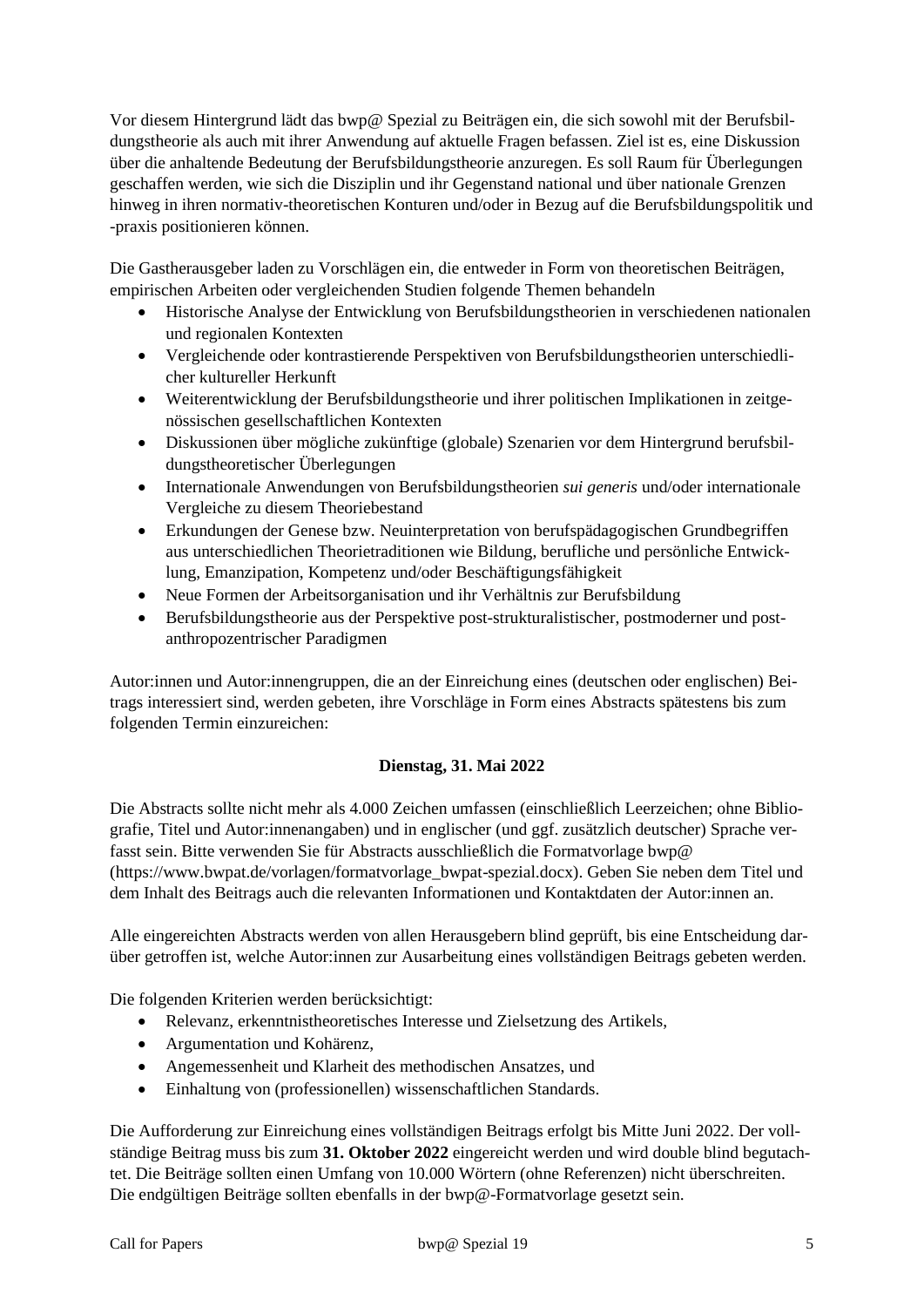Vor diesem Hintergrund lädt das bwp@ Spezial zu Beiträgen ein, die sich sowohl mit der Berufsbildungstheorie als auch mit ihrer Anwendung auf aktuelle Fragen befassen. Ziel ist es, eine Diskussion über die anhaltende Bedeutung der Berufsbildungstheorie anzuregen. Es soll Raum für Überlegungen geschaffen werden, wie sich die Disziplin und ihr Gegenstand national und über nationale Grenzen hinweg in ihren normativ-theoretischen Konturen und/oder in Bezug auf die Berufsbildungspolitik und -praxis positionieren können.

Die Gastherausgeber laden zu Vorschlägen ein, die entweder in Form von theoretischen Beiträgen, empirischen Arbeiten oder vergleichenden Studien folgende Themen behandeln

- Historische Analyse der Entwicklung von Berufsbildungstheorien in verschiedenen nationalen und regionalen Kontexten
- Vergleichende oder kontrastierende Perspektiven von Berufsbildungstheorien unterschiedlicher kultureller Herkunft
- Weiterentwicklung der Berufsbildungstheorie und ihrer politischen Implikationen in zeitgenössischen gesellschaftlichen Kontexten
- Diskussionen über mögliche zukünftige (globale) Szenarien vor dem Hintergrund berufsbildungstheoretischer Überlegungen
- Internationale Anwendungen von Berufsbildungstheorien *sui generis* und/oder internationale Vergleiche zu diesem Theoriebestand
- Erkundungen der Genese bzw. Neuinterpretation von berufspädagogischen Grundbegriffen aus unterschiedlichen Theorietraditionen wie Bildung, berufliche und persönliche Entwicklung, Emanzipation, Kompetenz und/oder Beschäftigungsfähigkeit
- Neue Formen der Arbeitsorganisation und ihr Verhältnis zur Berufsbildung
- Berufsbildungstheorie aus der Perspektive post-strukturalistischer, postmoderner und post-anthropozentrischer Paradigmen

Autor:innen und Autor:innengruppen, die an der Einreichung eines (deutschen oder englischen) Beitrags interessiert sind, werden gebeten, ihre Vorschläge in Form eines Abstracts spätestens bis zum folgenden Termin einzureichen:

**Dienstag, 31. Mai 2022**

Die Abstracts sollte nicht mehr als 4.000 Zeichen umfassen (einschließlich Leerzeichen; ohne Bibliografie, Titel und Autor:innenangaben) und in englischer (und ggf. zusätzlich deutscher) Sprache verfasst sein. Bitte verwenden Sie für Abstracts ausschließlich die Formatvorlage bwp@ (https://www.bwpat.de/vorlagen/formatvorlage_bwpat-spezial.docx). Geben Sie neben dem Titel und dem Inhalt des Beitrags auch die relevanten Informationen und Kontaktdaten der Autor:innen an.

Alle eingereichten Abstracts werden von allen Herausgebern blind geprüft, bis eine Entscheidung darüber getroffen ist, welche Autor:innen zur Ausarbeitung eines vollständigen Beitrags gebeten werden.

Die folgenden Kriterien werden berücksichtigt:

- Relevanz, erkenntnistheoretisches Interesse und Zielsetzung des Artikels,
- Argumentation und Kohärenz,
- Angemessenheit und Klarheit des methodischen Ansatzes, und
- Einhaltung von (professionellen) wissenschaftlichen Standards.

Die Aufforderung zur Einreichung eines vollständigen Beitrags erfolgt bis Mitte Juni 2022. Der vollständige Beitrag muss bis zum **31. Oktober 2022** eingereicht werden und wird double blind begutachtet. Die Beiträge sollten einen Umfang von 10.000 Wörtern (ohne Referenzen) nicht überschreiten. Die endgültigen Beiträge sollten ebenfalls in der bwp@-Formatvorlage gesetzt sein.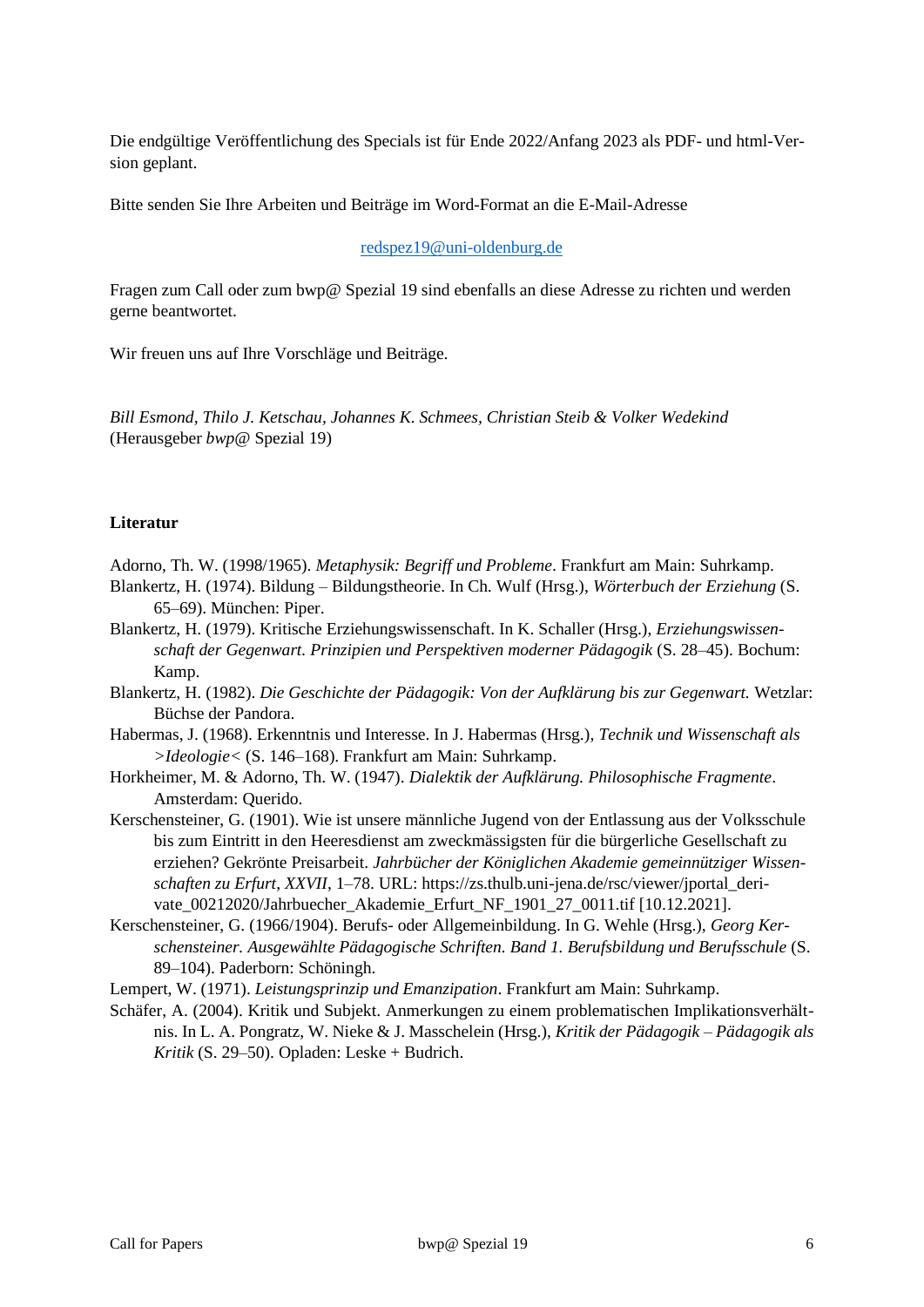Die endgültige Veröffentlichung des Specials ist für Ende 2022/Anfang 2023 als PDF- und html-Version geplant.

Bitte senden Sie Ihre Arbeiten und Beiträge im Word-Format an die E-Mail-Adresse

redspez19@uni-oldenburg.de

Fragen zum Call oder zum bwp@ Spezial 19 sind ebenfalls an diese Adresse zu richten und werden gerne beantwortet.

Wir freuen uns auf Ihre Vorschläge und Beiträge.

*Bill Esmond, Thilo J. Ketschau, Johannes K. Schmees, Christian Steib & Volker Wedekind*
(Herausgeber *bwp@* Spezial 19)

**Literatur**

Adorno, Th. W. (1998/1965). *Metaphysik: Begriff und Probleme*. Frankfurt am Main: Suhrkamp.

Blankertz, H. (1974). Bildung – Bildungstheorie. In Ch. Wulf (Hrsg.), *Wörterbuch der Erziehung* (S. 65–69). München: Piper.

Blankertz, H. (1979). Kritische Erziehungswissenschaft. In K. Schaller (Hrsg.), *Erziehungswissenschaft der Gegenwart. Prinzipien und Perspektiven moderner Pädagogik* (S. 28–45). Bochum: Kamp.

Blankertz, H. (1982). *Die Geschichte der Pädagogik: Von der Aufklärung bis zur Gegenwart.* Wetzlar: Büchse der Pandora.

Habermas, J. (1968). Erkenntnis und Interesse. In J. Habermas (Hrsg.), *Technik und Wissenschaft als >Ideologie<* (S. 146–168). Frankfurt am Main: Suhrkamp.

Horkheimer, M. & Adorno, Th. W. (1947). *Dialektik der Aufklärung. Philosophische Fragmente*. Amsterdam: Querido.

Kerschensteiner, G. (1901). Wie ist unsere männliche Jugend von der Entlassung aus der Volksschule bis zum Eintritt in den Heeresdienst am zweckmässigsten für die bürgerliche Gesellschaft zu erziehen? Gekrönte Preisarbeit. *Jahrbücher der Königlichen Akademie gemeinnütziger Wissenschaften zu Erfurt, XXVII*, 1–78. URL: https://zs.thulb.uni-jena.de/rsc/viewer/jportal_derivate_00212020/Jahrbuecher_Akademie_Erfurt_NF_1901_27_0011.tif [10.12.2021].

Kerschensteiner, G. (1966/1904). Berufs- oder Allgemeinbildung. In G. Wehle (Hrsg.), *Georg Kerschensteiner. Ausgewählte Pädagogische Schriften. Band 1. Berufsbildung und Berufsschule* (S. 89–104). Paderborn: Schöningh.

Lempert, W. (1971). *Leistungsprinzip und Emanzipation*. Frankfurt am Main: Suhrkamp.

Schäfer, A. (2004). Kritik und Subjekt. Anmerkungen zu einem problematischen Implikationsverhältnis. In L. A. Pongratz, W. Nieke & J. Masschelein (Hrsg.), *Kritik der Pädagogik – Pädagogik als Kritik* (S. 29–50). Opladen: Leske + Budrich.